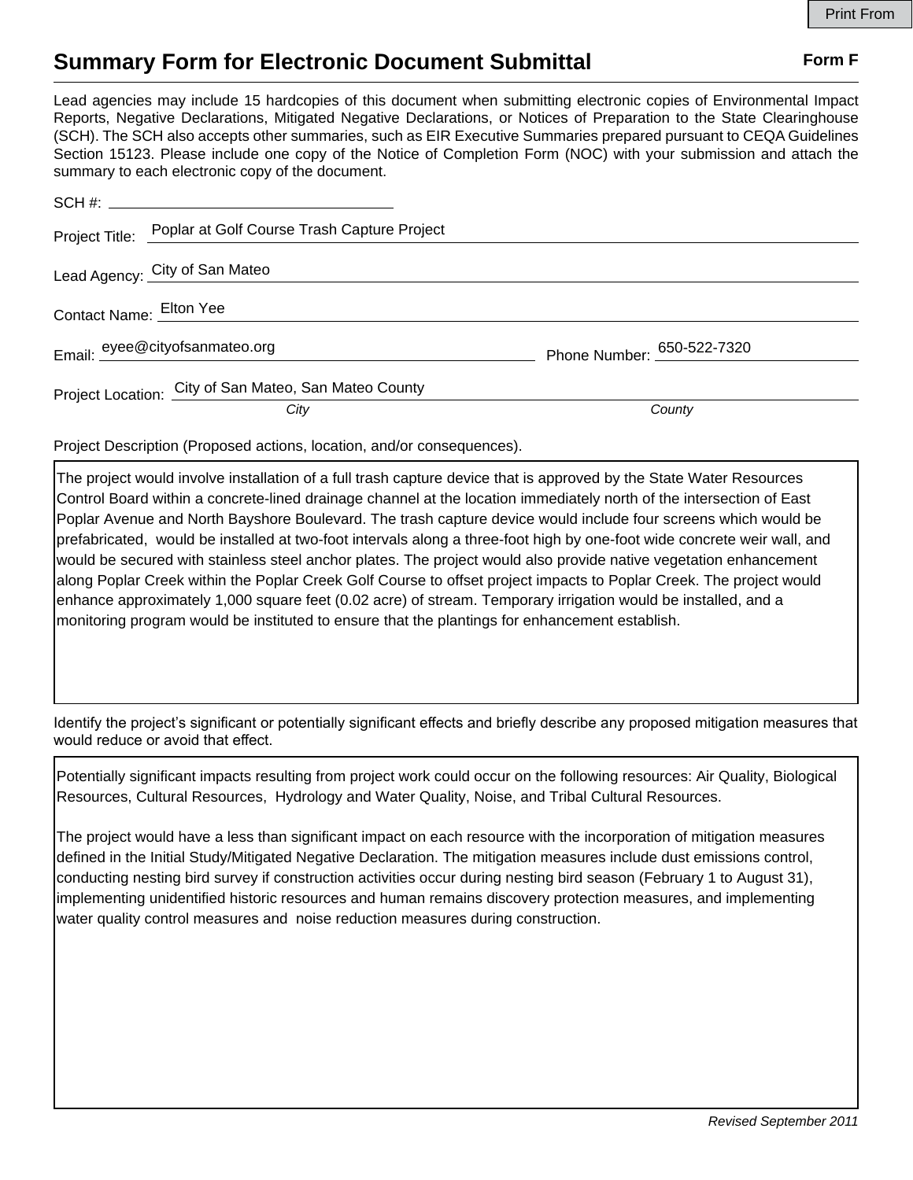Print From

# Summary Form for Electronic Document Submittal

**Form F**

Lead agencies may include 15 hardcopies of this document when submitting electronic copies of Environmental Impact Reports, Negative Declarations, Mitigated Negative Declarations, or Notices of Preparation to the State Clearinghouse (SCH). The SCH also accepts other summaries, such as EIR Executive Summaries prepared pursuant to CEQA Guidelines Section 15123. Please include one copy of the Notice of Completion Form (NOC) with your submission and attach the summary to each electronic copy of the document.

SCH #: 

Project Title: Poplar at Golf Course Trash Capture Project

Lead Agency: City of San Mateo

Contact Name: Elton Yee

Email: eyee@cityofsanmateo.org

Phone Number: 650-522-7320

Project Location: City of San Mateo, San Mateo County

*City* *County*

Project Description (Proposed actions, location, and/or consequences).

The project would involve installation of a full trash capture device that is approved by the State Water Resources Control Board within a concrete-lined drainage channel at the location immediately north of the intersection of East Poplar Avenue and North Bayshore Boulevard. The trash capture device would include four screens which would be prefabricated, would be installed at two-foot intervals along a three-foot high by one-foot wide concrete weir wall, and would be secured with stainless steel anchor plates. The project would also provide native vegetation enhancement along Poplar Creek within the Poplar Creek Golf Course to offset project impacts to Poplar Creek. The project would enhance approximately 1,000 square feet (0.02 acre) of stream. Temporary irrigation would be installed, and a monitoring program would be instituted to ensure that the plantings for enhancement establish.

Identify the project's significant or potentially significant effects and briefly describe any proposed mitigation measures that would reduce or avoid that effect.

Potentially significant impacts resulting from project work could occur on the following resources: Air Quality, Biological Resources, Cultural Resources, Hydrology and Water Quality, Noise, and Tribal Cultural Resources.

The project would have a less than significant impact on each resource with the incorporation of mitigation measures defined in the Initial Study/Mitigated Negative Declaration. The mitigation measures include dust emissions control, conducting nesting bird survey if construction activities occur during nesting bird season (February 1 to August 31), implementing unidentified historic resources and human remains discovery protection measures, and implementing water quality control measures and noise reduction measures during construction.

*Revised September 2011*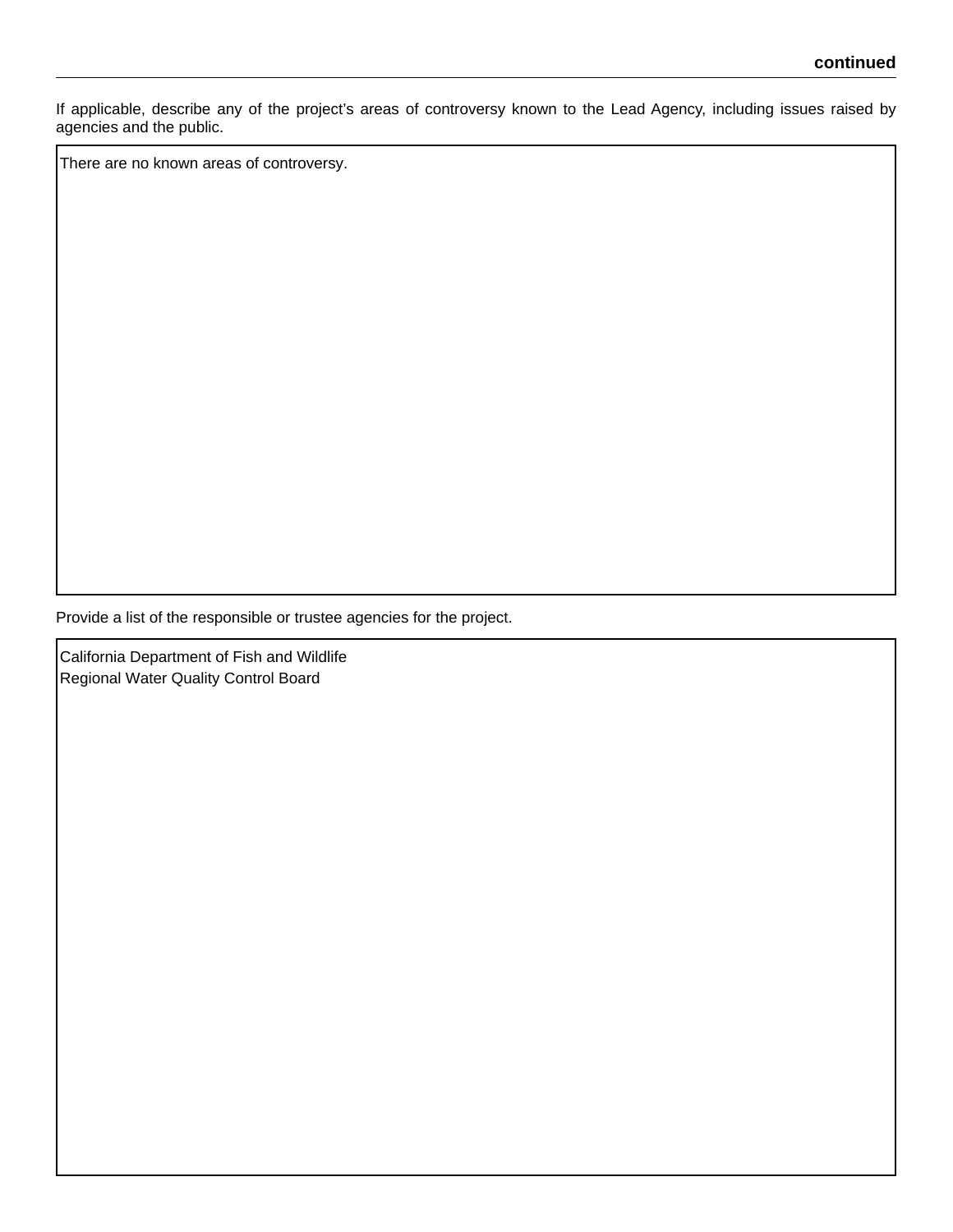**continued**

If applicable, describe any of the project's areas of controversy known to the Lead Agency, including issues raised by agencies and the public.

There are no known areas of controversy.

Provide a list of the responsible or trustee agencies for the project.

California Department of Fish and Wildlife
Regional Water Quality Control Board